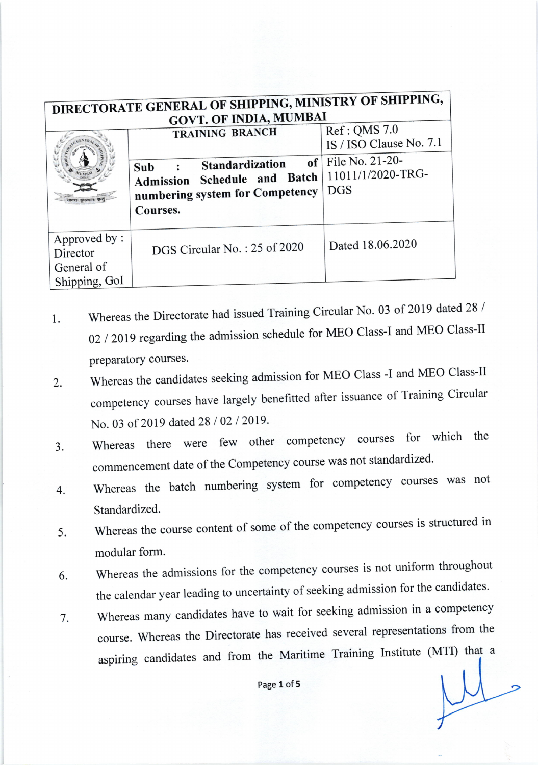| DIRECTORATE GENERAL OF SHIPPING, MINISTRY OF SHIPPING, GOVT. OF INDIA, MUMBAI | | |
|---|---|---|
| | TRAINING BRANCH | Ref : QMS 7.0<br>IS / ISO Clause No. 7.1 |
| | **Sub : Standardization of Admission Schedule and Batch numbering system for Competency Courses.** | File No. 21-20-11011/1/2020-TRG-DGS |
| Approved by : Director General of Shipping, GoI | DGS Circular No. : 25 of 2020 | Dated 18.06.2020 |

1. Whereas the Directorate had issued Training Circular No. 03 of 2019 dated 28 / 02 / 2019 regarding the admission schedule for MEO Class-I and MEO Class-II preparatory courses.

2. Whereas the candidates seeking admission for MEO Class -I and MEO Class-II competency courses have largely benefitted after issuance of Training Circular No. 03 of 2019 dated 28 / 02 / 2019.

3. Whereas there were few other competency courses for which the commencement date of the Competency course was not standardized.

4. Whereas the batch numbering system for competency courses was not Standardized.

5. Whereas the course content of some of the competency courses is structured in modular form.

6. Whereas the admissions for the competency courses is not uniform throughout the calendar year leading to uncertainty of seeking admission for the candidates.

7. Whereas many candidates have to wait for seeking admission in a competency course. Whereas the Directorate has received several representations from the aspiring candidates and from the Maritime Training Institute (MTI) that a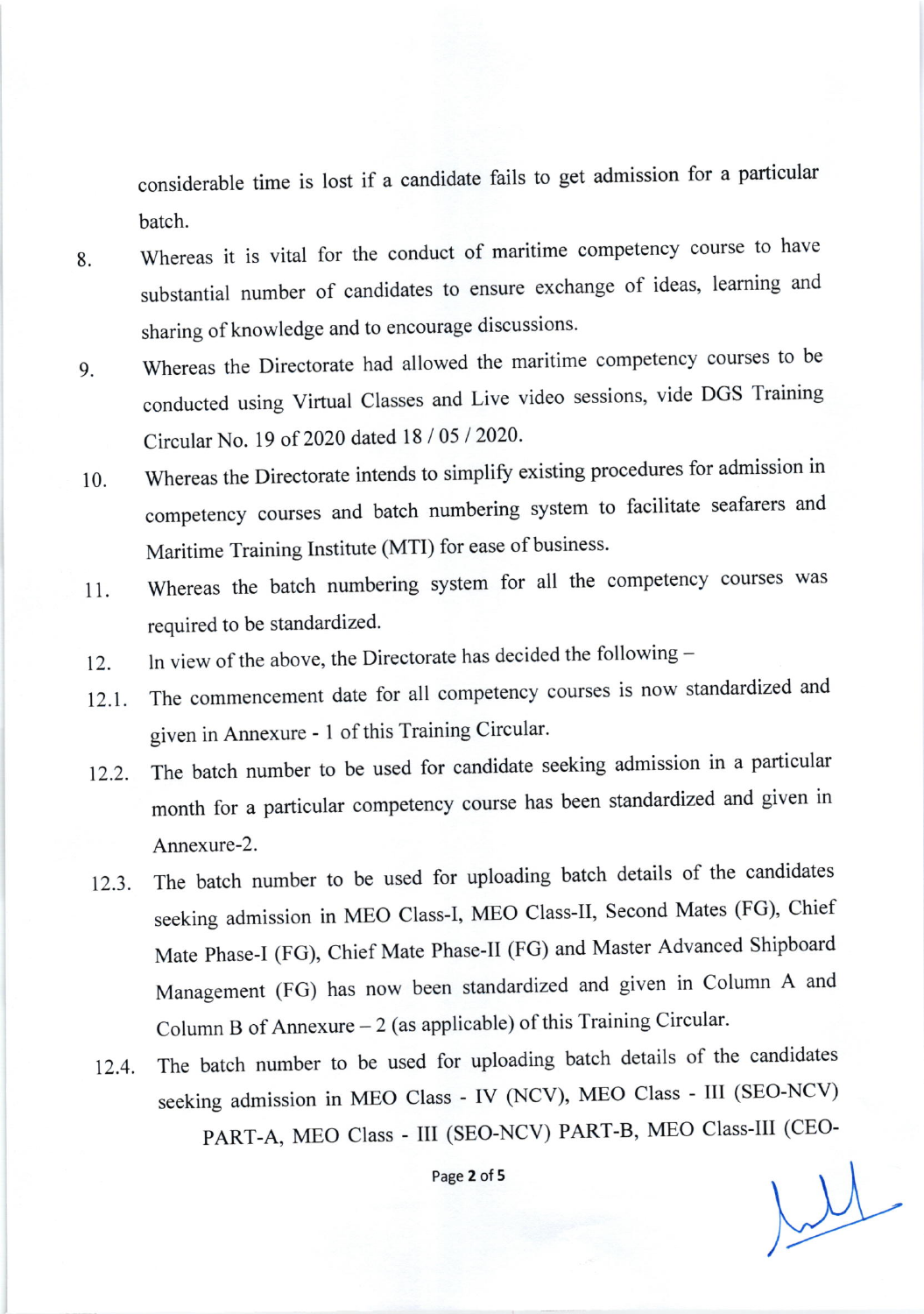considerable time is lost if a candidate fails to get admission for a particular batch.

8. Whereas it is vital for the conduct of maritime competency course to have substantial number of candidates to ensure exchange of ideas, learning and sharing of knowledge and to encourage discussions.

9. Whereas the Directorate had allowed the maritime competency courses to be conducted using Virtual Classes and Live video sessions, vide DGS Training Circular No. 19 of 2020 dated 18 / 05 / 2020.

10. Whereas the Directorate intends to simplify existing procedures for admission in competency courses and batch numbering system to facilitate seafarers and Maritime Training Institute (MTI) for ease of business.

11. Whereas the batch numbering system for all the competency courses was required to be standardized.

12. In view of the above, the Directorate has decided the following –

12.1. The commencement date for all competency courses is now standardized and given in Annexure - 1 of this Training Circular.

12.2. The batch number to be used for candidate seeking admission in a particular month for a particular competency course has been standardized and given in Annexure-2.

12.3. The batch number to be used for uploading batch details of the candidates seeking admission in MEO Class-I, MEO Class-II, Second Mates (FG), Chief Mate Phase-I (FG), Chief Mate Phase-II (FG) and Master Advanced Shipboard Management (FG) has now been standardized and given in Column A and Column B of Annexure – 2 (as applicable) of this Training Circular.

12.4. The batch number to be used for uploading batch details of the candidates seeking admission in MEO Class - IV (NCV), MEO Class - III (SEO-NCV) PART-A, MEO Class - III (SEO-NCV) PART-B, MEO Class-III (CEO-